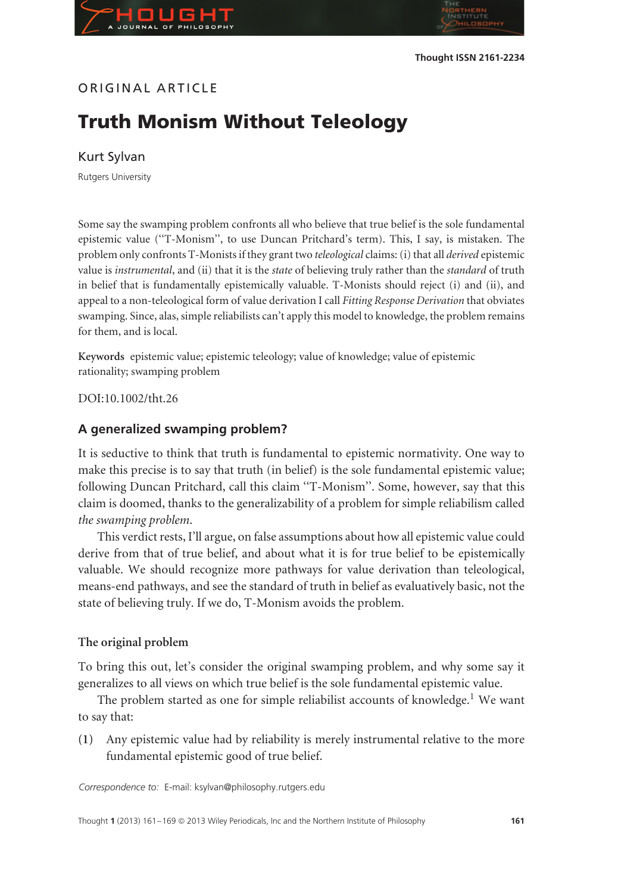ORIGINAL ARTICLE

# Truth Monism Without Teleology

Kurt Sylvan

Rutgers University

Some say the swamping problem confronts all who believe that true belief is the sole fundamental epistemic value ("T-Monism", to use Duncan Pritchard's term). This, I say, is mistaken. The problem only confronts T-Monists if they grant two *teleological* claims: (i) that all *derived* epistemic value is *instrumental*, and (ii) that it is the *state* of believing truly rather than the *standard* of truth in belief that is fundamentally epistemically valuable. T-Monists should reject (i) and (ii), and appeal to a non-teleological form of value derivation I call *Fitting Response Derivation* that obviates swamping. Since, alas, simple reliabilists can't apply this model to knowledge, the problem remains for them, and is local.

**Keywords** epistemic value; epistemic teleology; value of knowledge; value of epistemic rationality; swamping problem

DOI:10.1002/tht.26

## A generalized swamping problem?

It is seductive to think that truth is fundamental to epistemic normativity. One way to make this precise is to say that truth (in belief) is the sole fundamental epistemic value; following Duncan Pritchard, call this claim "T-Monism". Some, however, say that this claim is doomed, thanks to the generalizability of a problem for simple reliabilism called *the swamping problem*.

This verdict rests, I'll argue, on false assumptions about how all epistemic value could derive from that of true belief, and about what it is for true belief to be epistemically valuable. We should recognize more pathways for value derivation than teleological, means-end pathways, and see the standard of truth in belief as evaluatively basic, not the state of believing truly. If we do, T-Monism avoids the problem.

### The original problem

To bring this out, let's consider the original swamping problem, and why some say it generalizes to all views on which true belief is the sole fundamental epistemic value.

The problem started as one for simple reliabilist accounts of knowledge.[1] We want to say that:

(1) Any epistemic value had by reliability is merely instrumental relative to the more fundamental epistemic good of true belief.

Correspondence to: E-mail: ksylvan@philosophy.rutgers.edu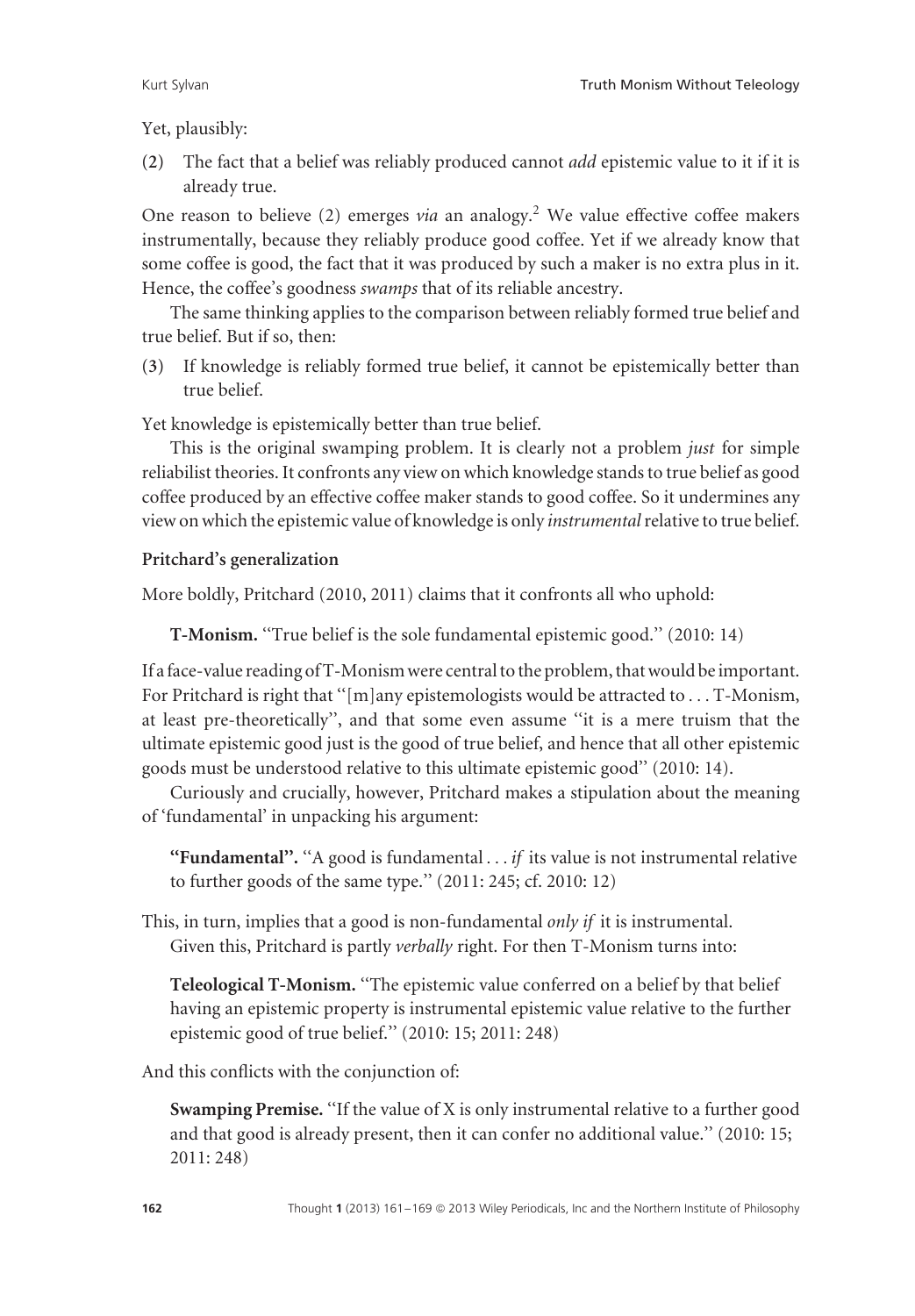Yet, plausibly:

(**2**) The fact that a belief was reliably produced cannot *add* epistemic value to it if it is already true.

One reason to believe (2) emerges *via* an analogy.[2] We value effective coffee makers instrumentally, because they reliably produce good coffee. Yet if we already know that some coffee is good, the fact that it was produced by such a maker is no extra plus in it. Hence, the coffee's goodness *swamps* that of its reliable ancestry.

The same thinking applies to the comparison between reliably formed true belief and true belief. But if so, then:

(**3**) If knowledge is reliably formed true belief, it cannot be epistemically better than true belief.

Yet knowledge is epistemically better than true belief.

This is the original swamping problem. It is clearly not a problem *just* for simple reliabilist theories. It confronts any view on which knowledge stands to true belief as good coffee produced by an effective coffee maker stands to good coffee. So it undermines any view on which the epistemic value of knowledge is only *instrumental* relative to true belief.

**Pritchard's generalization**

More boldly, Pritchard (2010, 2011) claims that it confronts all who uphold:

> **T-Monism.** "True belief is the sole fundamental epistemic good." (2010: 14)

If a face-value reading of T-Monism were central to the problem, that would be important. For Pritchard is right that "[m]any epistemologists would be attracted to . . . T-Monism, at least pre-theoretically", and that some even assume "it is a mere truism that the ultimate epistemic good just is the good of true belief, and hence that all other epistemic goods must be understood relative to this ultimate epistemic good" (2010: 14).

Curiously and crucially, however, Pritchard makes a stipulation about the meaning of 'fundamental' in unpacking his argument:

> **"Fundamental".** "A good is fundamental . . . *if* its value is not instrumental relative to further goods of the same type." (2011: 245; cf. 2010: 12)

This, in turn, implies that a good is non-fundamental *only if* it is instrumental.

Given this, Pritchard is partly *verbally* right. For then T-Monism turns into:

> **Teleological T-Monism.** "The epistemic value conferred on a belief by that belief having an epistemic property is instrumental epistemic value relative to the further epistemic good of true belief." (2010: 15; 2011: 248)

And this conflicts with the conjunction of:

> **Swamping Premise.** "If the value of X is only instrumental relative to a further good and that good is already present, then it can confer no additional value." (2010: 15; 2011: 248)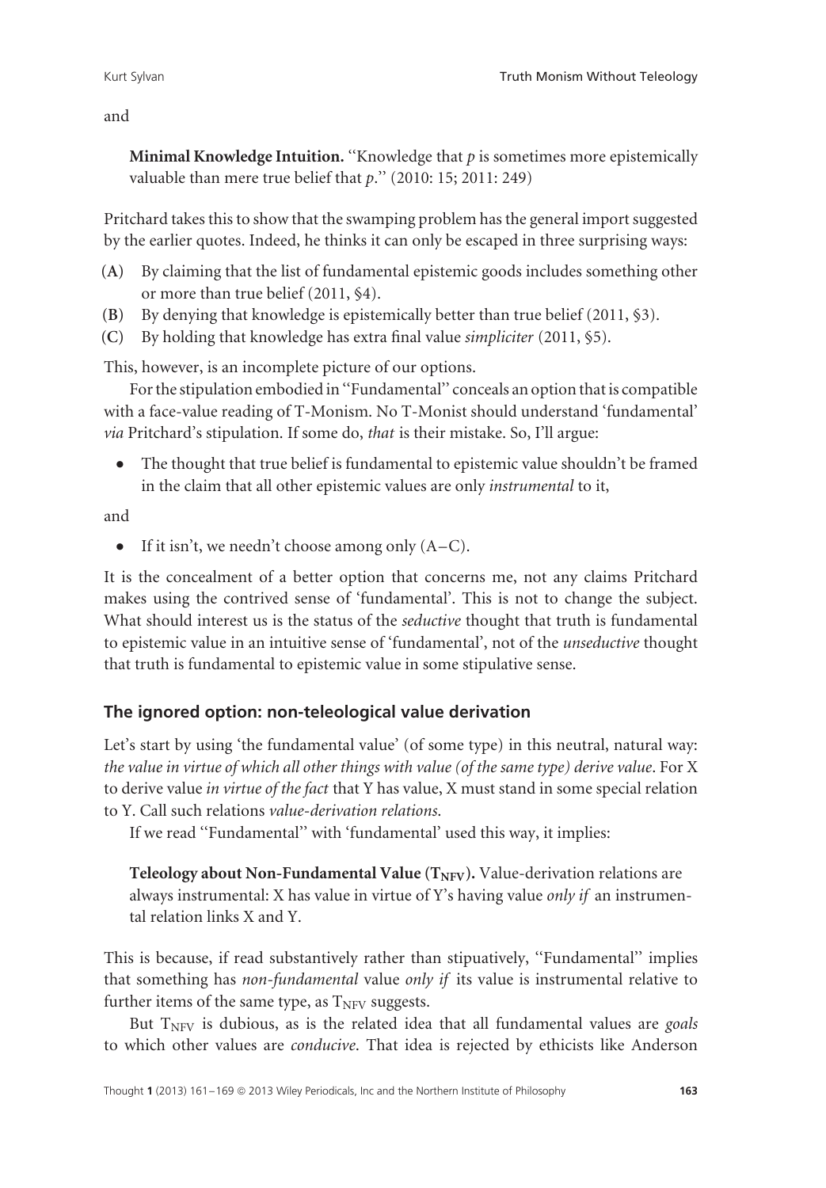and

> **Minimal Knowledge Intuition.** "Knowledge that *p* is sometimes more epistemically valuable than mere true belief that *p*." (2010: 15; 2011: 249)

Pritchard takes this to show that the swamping problem has the general import suggested by the earlier quotes. Indeed, he thinks it can only be escaped in three surprising ways:

- (A) By claiming that the list of fundamental epistemic goods includes something other or more than true belief (2011, §4).
- (B) By denying that knowledge is epistemically better than true belief (2011, §3).
- (C) By holding that knowledge has extra final value *simpliciter* (2011, §5).

This, however, is an incomplete picture of our options.

For the stipulation embodied in "Fundamental" conceals an option that is compatible with a face-value reading of T-Monism. No T-Monist should understand 'fundamental' *via* Pritchard's stipulation. If some do, *that* is their mistake. So, I'll argue:

- The thought that true belief is fundamental to epistemic value shouldn't be framed in the claim that all other epistemic values are only *instrumental* to it,

and

- If it isn't, we needn't choose among only (A–C).

It is the concealment of a better option that concerns me, not any claims Pritchard makes using the contrived sense of 'fundamental'. This is not to change the subject. What should interest us is the status of the *seductive* thought that truth is fundamental to epistemic value in an intuitive sense of 'fundamental', not of the *unseductive* thought that truth is fundamental to epistemic value in some stipulative sense.

## The ignored option: non-teleological value derivation

Let's start by using 'the fundamental value' (of some type) in this neutral, natural way: *the value in virtue of which all other things with value (of the same type) derive value*. For X to derive value *in virtue of the fact* that Y has value, X must stand in some special relation to Y. Call such relations *value-derivation relations*.

If we read "Fundamental" with 'fundamental' used this way, it implies:

> **Teleology about Non-Fundamental Value ($T_{NFV}$).** Value-derivation relations are always instrumental: X has value in virtue of Y's having value *only if* an instrumental relation links X and Y.

This is because, if read substantively rather than stipuatively, "Fundamental" implies that something has *non-fundamental* value *only if* its value is instrumental relative to further items of the same type, as $T_{NFV}$ suggests.

But $T_{NFV}$ is dubious, as is the related idea that all fundamental values are *goals* to which other values are *conducive*. That idea is rejected by ethicists like Anderson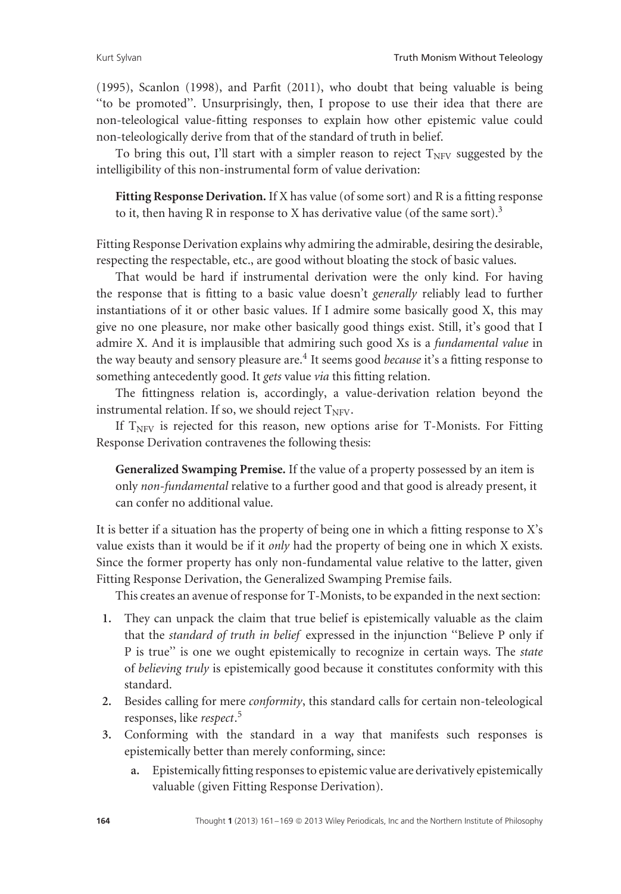(1995), Scanlon (1998), and Parfit (2011), who doubt that being valuable is being "to be promoted". Unsurprisingly, then, I propose to use their idea that there are non-teleological value-fitting responses to explain how other epistemic value could non-teleologically derive from that of the standard of truth in belief.

To bring this out, I'll start with a simpler reason to reject $T_{NFV}$ suggested by the intelligibility of this non-instrumental form of value derivation:

> **Fitting Response Derivation.** If X has value (of some sort) and R is a fitting response to it, then having R in response to X has derivative value (of the same sort).[3]

Fitting Response Derivation explains why admiring the admirable, desiring the desirable, respecting the respectable, etc., are good without bloating the stock of basic values.

That would be hard if instrumental derivation were the only kind. For having the response that is fitting to a basic value doesn't *generally* reliably lead to further instantiations of it or other basic values. If I admire some basically good X, this may give no one pleasure, nor make other basically good things exist. Still, it's good that I admire X. And it is implausible that admiring such good Xs is a *fundamental value* in the way beauty and sensory pleasure are.[4] It seems good *because* it's a fitting response to something antecedently good. It *gets* value *via* this fitting relation.

The fittingness relation is, accordingly, a value-derivation relation beyond the instrumental relation. If so, we should reject $T_{NFV}$.

If $T_{NFV}$ is rejected for this reason, new options arise for T-Monists. For Fitting Response Derivation contravenes the following thesis:

> **Generalized Swamping Premise.** If the value of a property possessed by an item is only *non-fundamental* relative to a further good and that good is already present, it can confer no additional value.

It is better if a situation has the property of being one in which a fitting response to X's value exists than it would be if it *only* had the property of being one in which X exists. Since the former property has only non-fundamental value relative to the latter, given Fitting Response Derivation, the Generalized Swamping Premise fails.

This creates an avenue of response for T-Monists, to be expanded in the next section:

1. They can unpack the claim that true belief is epistemically valuable as the claim that the *standard of truth in belief* expressed in the injunction "Believe P only if P is true" is one we ought epistemically to recognize in certain ways. The *state* of *believing truly* is epistemically good because it constitutes conformity with this standard.
2. Besides calling for mere *conformity*, this standard calls for certain non-teleological responses, like *respect*.[5]
3. Conforming with the standard in a way that manifests such responses is epistemically better than merely conforming, since:
    a. Epistemically fitting responses to epistemic value are derivatively epistemically valuable (given Fitting Response Derivation).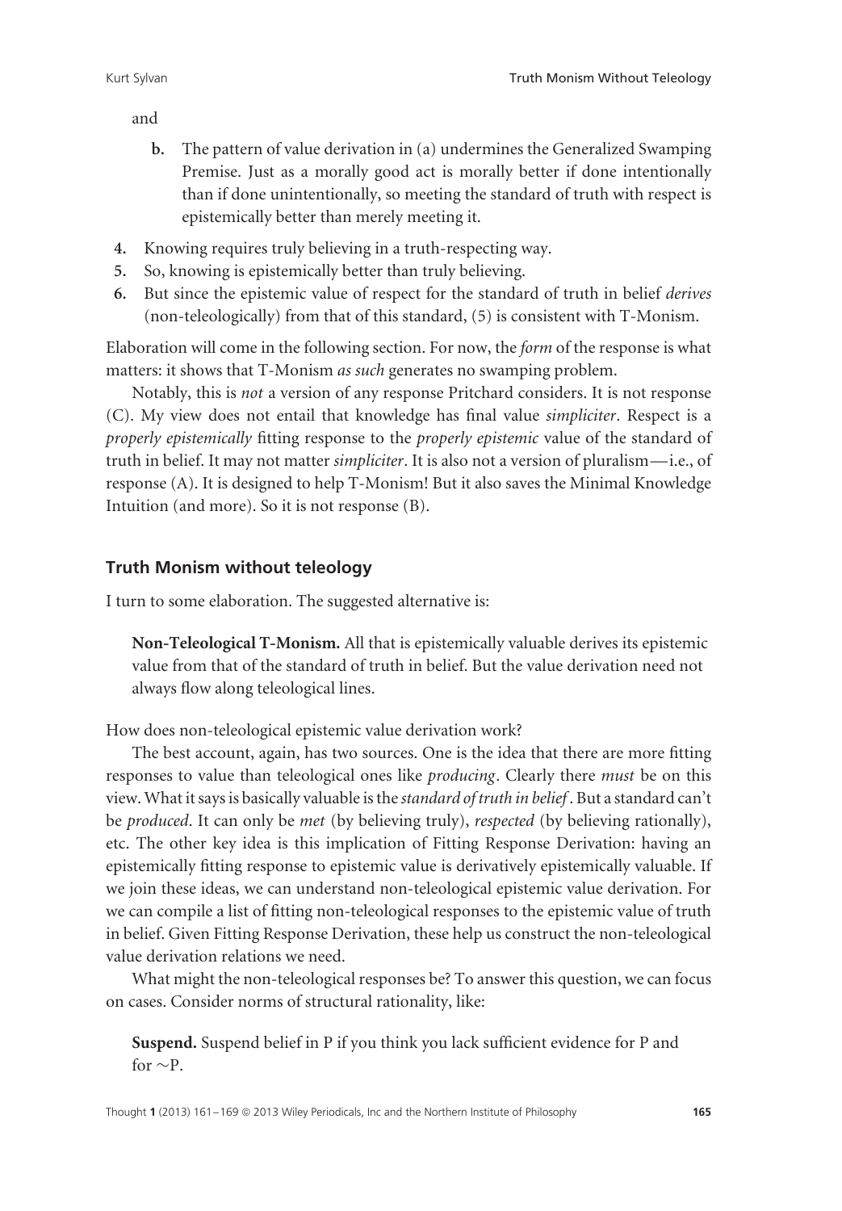and

   **b.** The pattern of value derivation in (a) undermines the Generalized Swamping Premise. Just as a morally good act is morally better if done intentionally than if done unintentionally, so meeting the standard of truth with respect is epistemically better than merely meeting it.

**4.** Knowing requires truly believing in a truth-respecting way.

**5.** So, knowing is epistemically better than truly believing.

**6.** But since the epistemic value of respect for the standard of truth in belief *derives* (non-teleologically) from that of this standard, (5) is consistent with T-Monism.

Elaboration will come in the following section. For now, the *form* of the response is what matters: it shows that T-Monism *as such* generates no swamping problem.

Notably, this is *not* a version of any response Pritchard considers. It is not response (C). My view does not entail that knowledge has final value *simpliciter*. Respect is a *properly epistemically* fitting response to the *properly epistemic* value of the standard of truth in belief. It may not matter *simpliciter*. It is also not a version of pluralism—i.e., of response (A). It is designed to help T-Monism! But it also saves the Minimal Knowledge Intuition (and more). So it is not response (B).

## Truth Monism without teleology

I turn to some elaboration. The suggested alternative is:

> **Non-Teleological T-Monism.** All that is epistemically valuable derives its epistemic value from that of the standard of truth in belief. But the value derivation need not always flow along teleological lines.

How does non-teleological epistemic value derivation work?

The best account, again, has two sources. One is the idea that there are more fitting responses to value than teleological ones like *producing*. Clearly there *must* be on this view. What it says is basically valuable is the *standard of truth in belief*. But a standard can't be *produced*. It can only be *met* (by believing truly), *respected* (by believing rationally), etc. The other key idea is this implication of Fitting Response Derivation: having an epistemically fitting response to epistemic value is derivatively epistemically valuable. If we join these ideas, we can understand non-teleological epistemic value derivation. For we can compile a list of fitting non-teleological responses to the epistemic value of truth in belief. Given Fitting Response Derivation, these help us construct the non-teleological value derivation relations we need.

What might the non-teleological responses be? To answer this question, we can focus on cases. Consider norms of structural rationality, like:

> **Suspend.** Suspend belief in P if you think you lack sufficient evidence for P and for ∼P.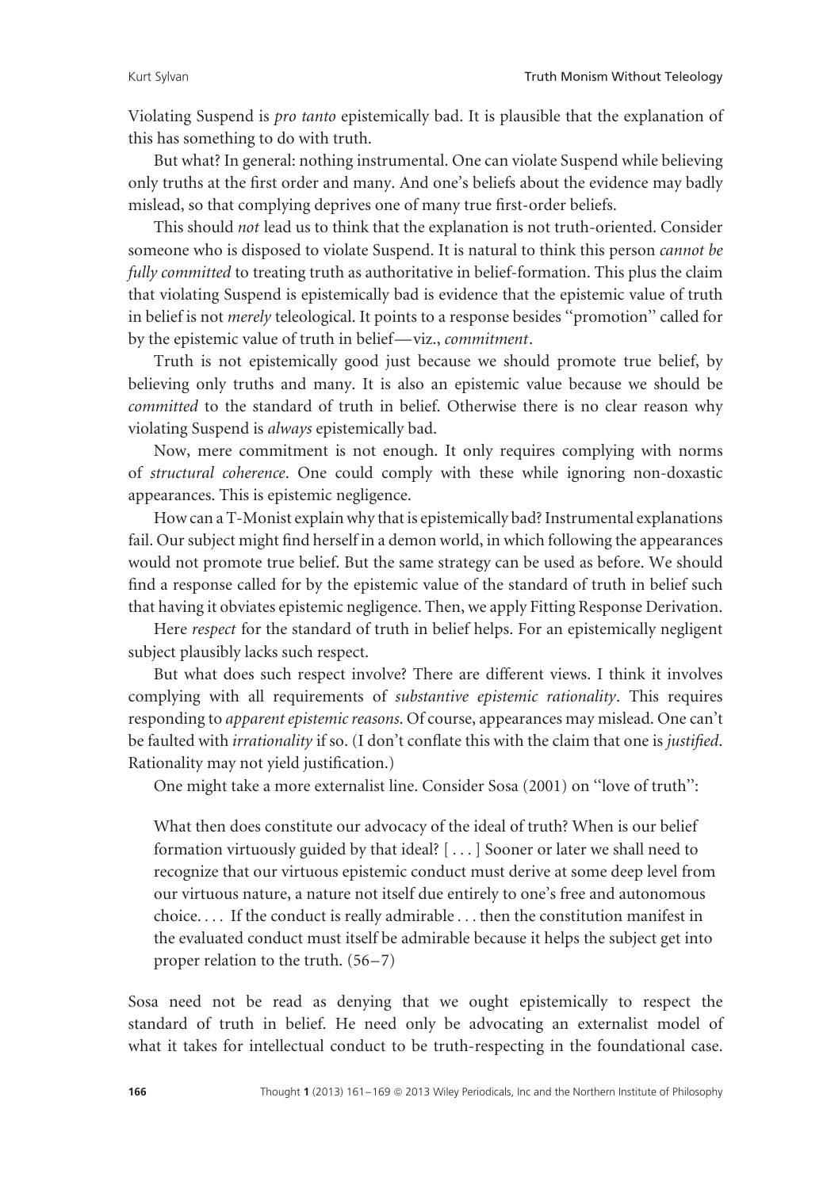Violating Suspend is *pro tanto* epistemically bad. It is plausible that the explanation of this has something to do with truth.

But what? In general: nothing instrumental. One can violate Suspend while believing only truths at the first order and many. And one's beliefs about the evidence may badly mislead, so that complying deprives one of many true first-order beliefs.

This should *not* lead us to think that the explanation is not truth-oriented. Consider someone who is disposed to violate Suspend. It is natural to think this person *cannot be fully committed* to treating truth as authoritative in belief-formation. This plus the claim that violating Suspend is epistemically bad is evidence that the epistemic value of truth in belief is not *merely* teleological. It points to a response besides ''promotion'' called for by the epistemic value of truth in belief—viz., *commitment*.

Truth is not epistemically good just because we should promote true belief, by believing only truths and many. It is also an epistemic value because we should be *committed* to the standard of truth in belief. Otherwise there is no clear reason why violating Suspend is *always* epistemically bad.

Now, mere commitment is not enough. It only requires complying with norms of *structural coherence*. One could comply with these while ignoring non-doxastic appearances. This is epistemic negligence.

How can a T-Monist explain why that is epistemically bad? Instrumental explanations fail. Our subject might find herself in a demon world, in which following the appearances would not promote true belief. But the same strategy can be used as before. We should find a response called for by the epistemic value of the standard of truth in belief such that having it obviates epistemic negligence. Then, we apply Fitting Response Derivation.

Here *respect* for the standard of truth in belief helps. For an epistemically negligent subject plausibly lacks such respect.

But what does such respect involve? There are different views. I think it involves complying with all requirements of *substantive epistemic rationality*. This requires responding to *apparent epistemic reasons*. Of course, appearances may mislead. One can't be faulted with *irrationality* if so. (I don't conflate this with the claim that one is *justified*. Rationality may not yield justification.)

One might take a more externalist line. Consider Sosa (2001) on ''love of truth'':

> What then does constitute our advocacy of the ideal of truth? When is our belief formation virtuously guided by that ideal? [ . . . ] Sooner or later we shall need to recognize that our virtuous epistemic conduct must derive at some deep level from our virtuous nature, a nature not itself due entirely to one's free and autonomous choice. . . . If the conduct is really admirable . . . then the constitution manifest in the evaluated conduct must itself be admirable because it helps the subject get into proper relation to the truth. (56–7)

Sosa need not be read as denying that we ought epistemically to respect the standard of truth in belief. He need only be advocating an externalist model of what it takes for intellectual conduct to be truth-respecting in the foundational case.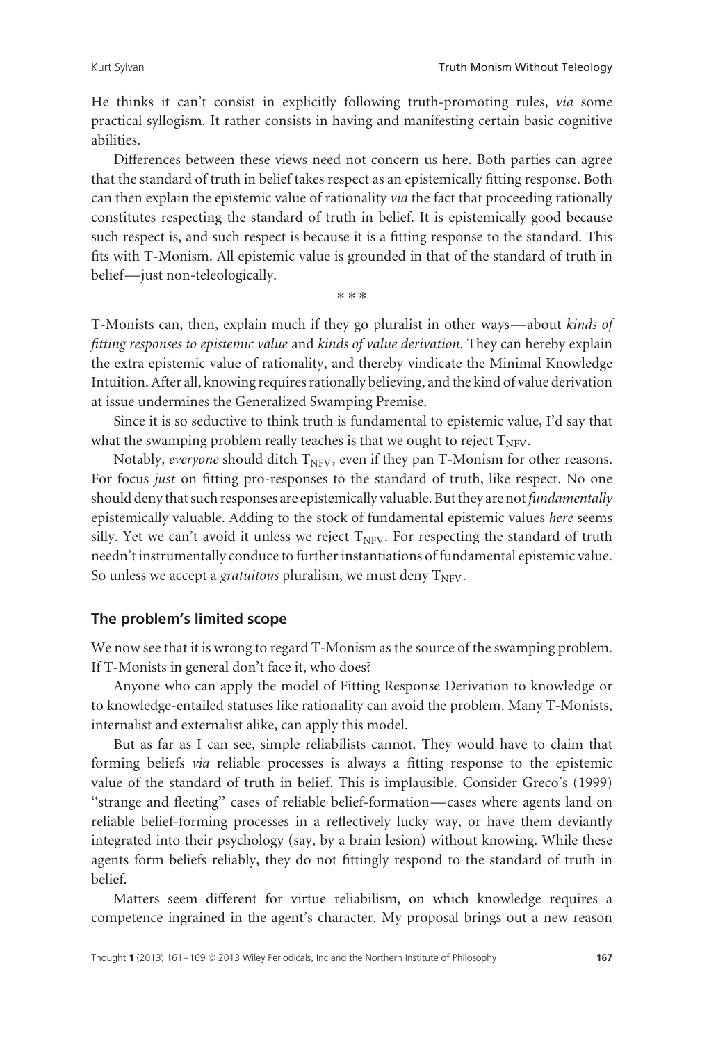He thinks it can't consist in explicitly following truth-promoting rules, *via* some practical syllogism. It rather consists in having and manifesting certain basic cognitive abilities.

Differences between these views need not concern us here. Both parties can agree that the standard of truth in belief takes respect as an epistemically fitting response. Both can then explain the epistemic value of rationality *via* the fact that proceeding rationally constitutes respecting the standard of truth in belief. It is epistemically good because such respect is, and such respect is because it is a fitting response to the standard. This fits with T-Monism. All epistemic value is grounded in that of the standard of truth in belief—just non-teleologically.

\* \* \*

T-Monists can, then, explain much if they go pluralist in other ways—about *kinds of fitting responses to epistemic value* and *kinds of value derivation*. They can hereby explain the extra epistemic value of rationality, and thereby vindicate the Minimal Knowledge Intuition. After all, knowing requires rationally believing, and the kind of value derivation at issue undermines the Generalized Swamping Premise.

Since it is so seductive to think truth is fundamental to epistemic value, I'd say that what the swamping problem really teaches is that we ought to reject $T_{NFV}$.

Notably, *everyone* should ditch $T_{NFV}$, even if they pan T-Monism for other reasons. For focus *just* on fitting pro-responses to the standard of truth, like respect. No one should deny that such responses are epistemically valuable. But they are not *fundamentally* epistemically valuable. Adding to the stock of fundamental epistemic values *here* seems silly. Yet we can't avoid it unless we reject $T_{NFV}$. For respecting the standard of truth needn't instrumentally conduce to further instantiations of fundamental epistemic value. So unless we accept a *gratuitous* pluralism, we must deny $T_{NFV}$.

## The problem's limited scope

We now see that it is wrong to regard T-Monism as the source of the swamping problem. If T-Monists in general don't face it, who does?

Anyone who can apply the model of Fitting Response Derivation to knowledge or to knowledge-entailed statuses like rationality can avoid the problem. Many T-Monists, internalist and externalist alike, can apply this model.

But as far as I can see, simple reliabilists cannot. They would have to claim that forming beliefs *via* reliable processes is always a fitting response to the epistemic value of the standard of truth in belief. This is implausible. Consider Greco's (1999) "strange and fleeting" cases of reliable belief-formation—cases where agents land on reliable belief-forming processes in a reflectively lucky way, or have them deviantly integrated into their psychology (say, by a brain lesion) without knowing. While these agents form beliefs reliably, they do not fittingly respond to the standard of truth in belief.

Matters seem different for virtue reliabilism, on which knowledge requires a competence ingrained in the agent's character. My proposal brings out a new reason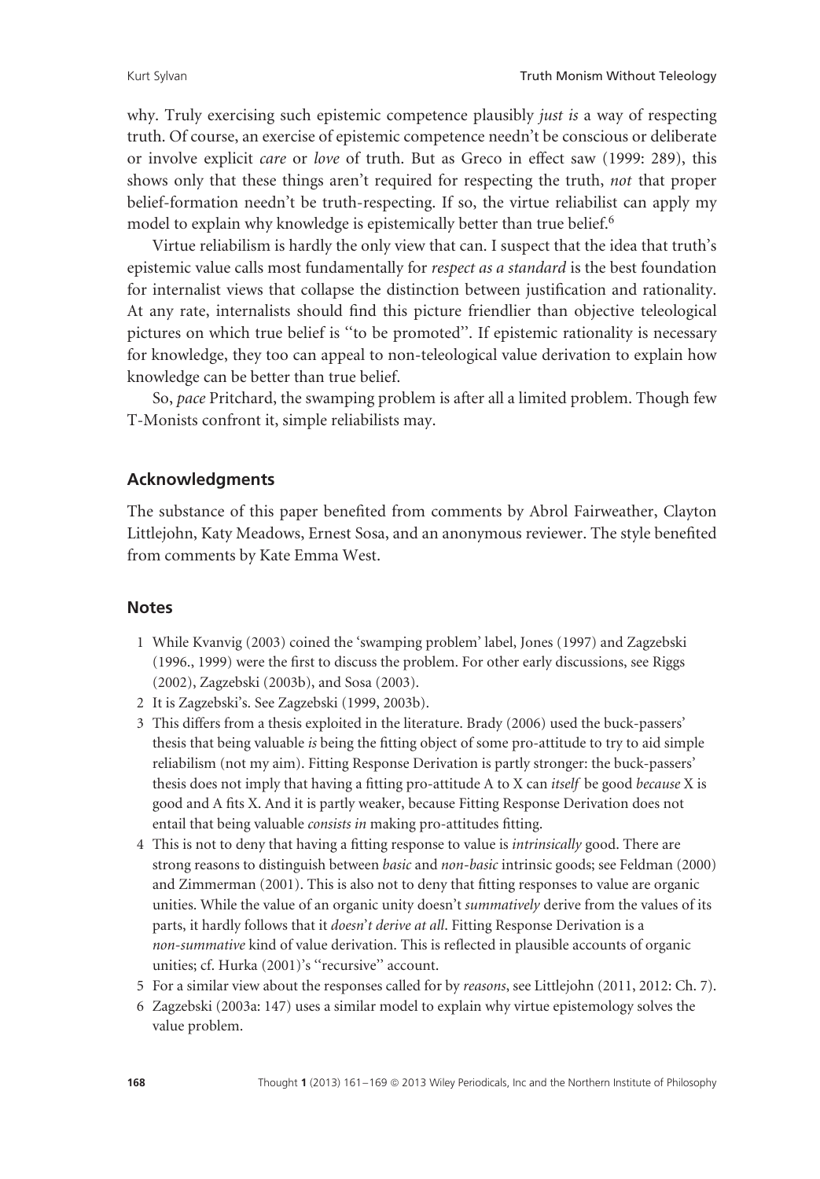why. Truly exercising such epistemic competence plausibly *just is* a way of respecting truth. Of course, an exercise of epistemic competence needn't be conscious or deliberate or involve explicit *care* or *love* of truth. But as Greco in effect saw (1999: 289), this shows only that these things aren't required for respecting the truth, *not* that proper belief-formation needn't be truth-respecting. If so, the virtue reliabilist can apply my model to explain why knowledge is epistemically better than true belief.[6]

Virtue reliabilism is hardly the only view that can. I suspect that the idea that truth's epistemic value calls most fundamentally for *respect as a standard* is the best foundation for internalist views that collapse the distinction between justification and rationality. At any rate, internalists should find this picture friendlier than objective teleological pictures on which true belief is "to be promoted". If epistemic rationality is necessary for knowledge, they too can appeal to non-teleological value derivation to explain how knowledge can be better than true belief.

So, *pace* Pritchard, the swamping problem is after all a limited problem. Though few T-Monists confront it, simple reliabilists may.

## Acknowledgments

The substance of this paper benefited from comments by Abrol Fairweather, Clayton Littlejohn, Katy Meadows, Ernest Sosa, and an anonymous reviewer. The style benefited from comments by Kate Emma West.

## Notes

1. While Kvanvig (2003) coined the 'swamping problem' label, Jones (1997) and Zagzebski (1996., 1999) were the first to discuss the problem. For other early discussions, see Riggs (2002), Zagzebski (2003b), and Sosa (2003).
2. It is Zagzebski's. See Zagzebski (1999, 2003b).
3. This differs from a thesis exploited in the literature. Brady (2006) used the buck-passers' thesis that being valuable *is* being the fitting object of some pro-attitude to try to aid simple reliabilism (not my aim). Fitting Response Derivation is partly stronger: the buck-passers' thesis does not imply that having a fitting pro-attitude A to X can *itself* be good *because* X is good and A fits X. And it is partly weaker, because Fitting Response Derivation does not entail that being valuable *consists in* making pro-attitudes fitting.
4. This is not to deny that having a fitting response to value is *intrinsically* good. There are strong reasons to distinguish between *basic* and *non-basic* intrinsic goods; see Feldman (2000) and Zimmerman (2001). This is also not to deny that fitting responses to value are organic unities. While the value of an organic unity doesn't *summatively* derive from the values of its parts, it hardly follows that it *doesn't derive at all*. Fitting Response Derivation is a *non-summative* kind of value derivation. This is reflected in plausible accounts of organic unities; cf. Hurka (2001)'s "recursive" account.
5. For a similar view about the responses called for by *reasons*, see Littlejohn (2011, 2012: Ch. 7).
6. Zagzebski (2003a: 147) uses a similar model to explain why virtue epistemology solves the value problem.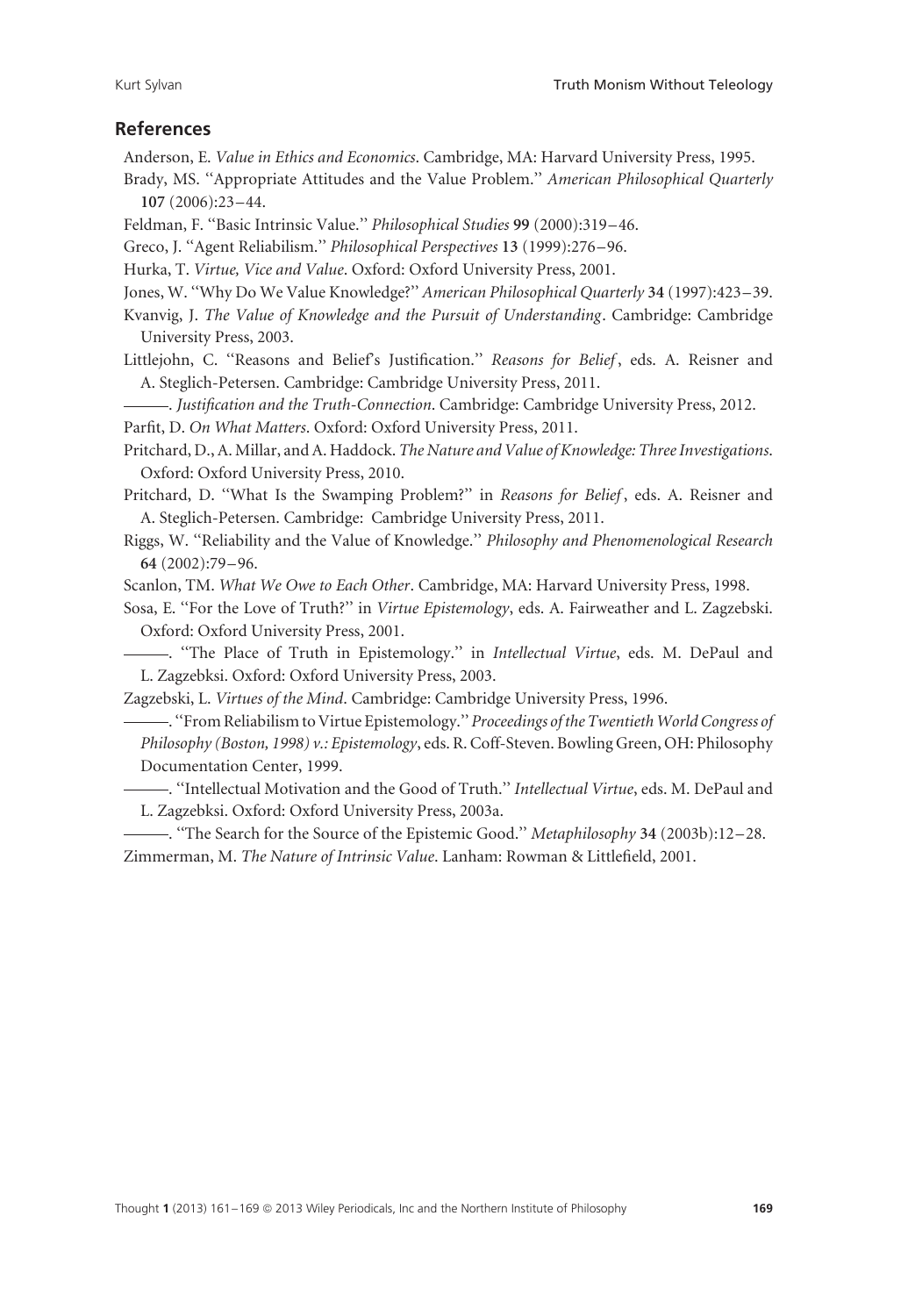## References

Anderson, E. *Value in Ethics and Economics*. Cambridge, MA: Harvard University Press, 1995.

Brady, MS. ''Appropriate Attitudes and the Value Problem.'' *American Philosophical Quarterly* **107** (2006):23–44.

Feldman, F. ''Basic Intrinsic Value.'' *Philosophical Studies* **99** (2000):319–46.

Greco, J. ''Agent Reliabilism.'' *Philosophical Perspectives* **13** (1999):276–96.

Hurka, T. *Virtue, Vice and Value*. Oxford: Oxford University Press, 2001.

Jones, W. ''Why Do We Value Knowledge?'' *American Philosophical Quarterly* **34** (1997):423–39.

Kvanvig, J. *The Value of Knowledge and the Pursuit of Understanding*. Cambridge: Cambridge University Press, 2003.

Littlejohn, C. ''Reasons and Belief's Justification.'' *Reasons for Belief*, eds. A. Reisner and A. Steglich-Petersen. Cambridge: Cambridge University Press, 2011.

———. *Justification and the Truth-Connection*. Cambridge: Cambridge University Press, 2012.

Parfit, D. *On What Matters*. Oxford: Oxford University Press, 2011.

Pritchard, D., A. Millar, and A. Haddock. *The Nature and Value of Knowledge: Three Investigations*. Oxford: Oxford University Press, 2010.

Pritchard, D. ''What Is the Swamping Problem?'' in *Reasons for Belief*, eds. A. Reisner and A. Steglich-Petersen. Cambridge: Cambridge University Press, 2011.

Riggs, W. ''Reliability and the Value of Knowledge.'' *Philosophy and Phenomenological Research* **64** (2002):79–96.

Scanlon, TM. *What We Owe to Each Other*. Cambridge, MA: Harvard University Press, 1998.

Sosa, E. ''For the Love of Truth?'' in *Virtue Epistemology*, eds. A. Fairweather and L. Zagzebski. Oxford: Oxford University Press, 2001.

———. ''The Place of Truth in Epistemology.'' in *Intellectual Virtue*, eds. M. DePaul and L. Zagzebksi. Oxford: Oxford University Press, 2003.

Zagzebski, L. *Virtues of the Mind*. Cambridge: Cambridge University Press, 1996.

———. ''From Reliabilism to Virtue Epistemology.'' *Proceedings of the Twentieth World Congress of Philosophy (Boston, 1998) v.: Epistemology*, eds. R. Coff-Steven. Bowling Green, OH: Philosophy Documentation Center, 1999.

———. ''Intellectual Motivation and the Good of Truth.'' *Intellectual Virtue*, eds. M. DePaul and L. Zagzebksi. Oxford: Oxford University Press, 2003a.

———. ''The Search for the Source of the Epistemic Good.'' *Metaphilosophy* **34** (2003b):12–28.

Zimmerman, M. *The Nature of Intrinsic Value*. Lanham: Rowman & Littlefield, 2001.